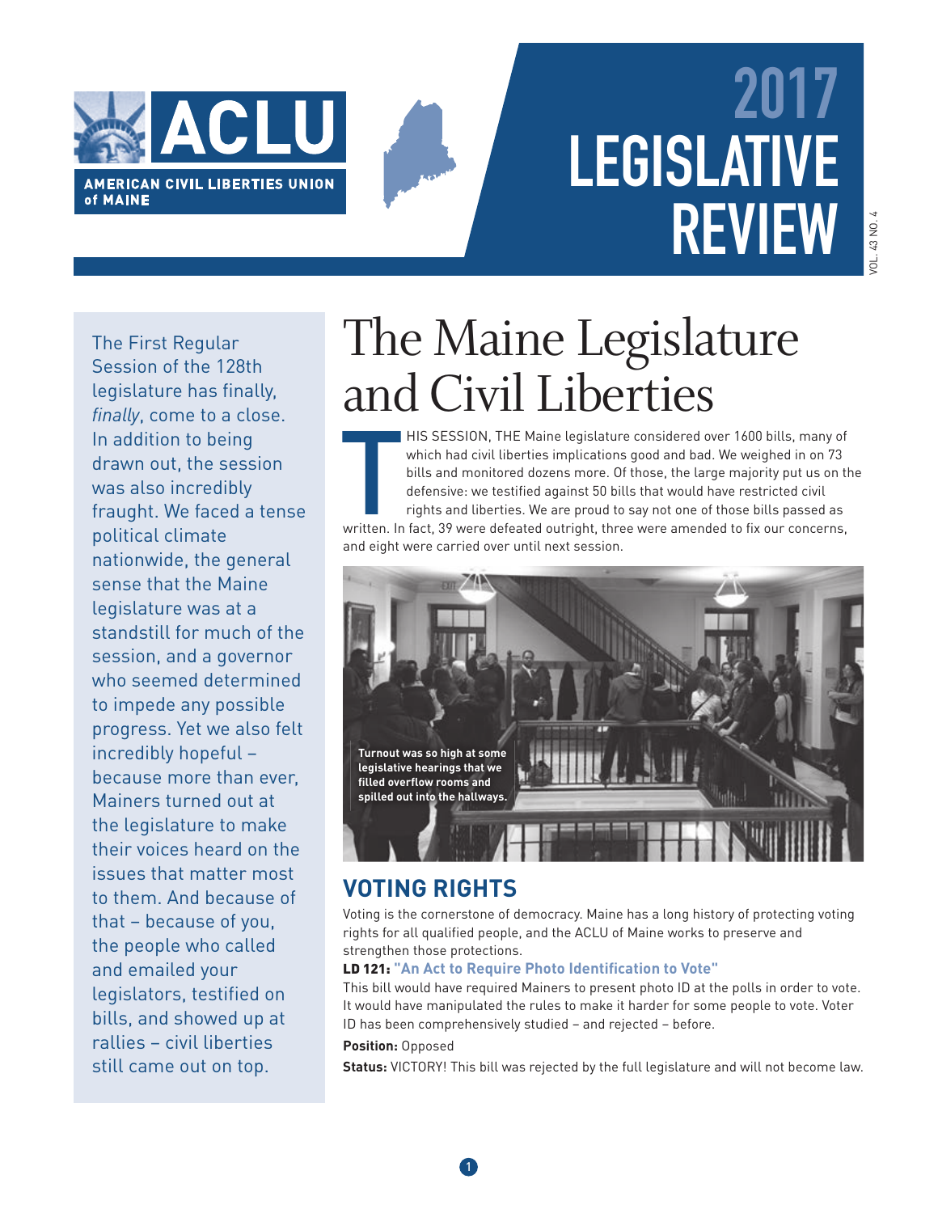# ACLU AMERICAN CIVIL LIBERTIES UNION of MAINE

# 2017 LEGISLATIVE REVIEW

The First Regular Session of the 128th legislature has finally, *finally*, come to a close. In addition to being drawn out, the session was also incredibly fraught. We faced a tense political climate nationwide, the general sense that the Maine legislature was at a standstill for much of the session, and a governor who seemed determined to impede any possible progress. Yet we also felt incredibly hopeful – because more than ever, Mainers turned out at the legislature to make their voices heard on the issues that matter most to them. And because of that – because of you, the people who called and emailed your legislators, testified on bills, and showed up at rallies – civil liberties still came out on top.

# The Maine Legislature and Civil Liberties

THIS SESSION, THE Maine legislature considered over 1600 bills, many of which had civil liberties implications good and bad. We weighed in on 73 bills and monitored dozens more. Of those, the large majority put us on the defensive: we testified against 50 bills that would have restricted civil rights and liberties. We are proud to say not one of those bills passed as written. In fact, 39 were defeated outright, three were amended to fix our concerns, and eight were carried over until next session.

Turnout was so high at some legislative hearings that we filled overflow rooms and spilled out into the hallways.

## VOTING RIGHTS

Voting is the cornerstone of democracy. Maine has a long history of protecting voting rights for all qualified people, and the ACLU of Maine works to preserve and strengthen those protections.

**LD 121: "An Act to Require Photo Identification to Vote"**

This bill would have required Mainers to present photo ID at the polls in order to vote. It would have manipulated the rules to make it harder for some people to vote. Voter ID has been comprehensively studied – and rejected – before.

**Position:** Opposed

**Status:** VICTORY! This bill was rejected by the full legislature and will not become law.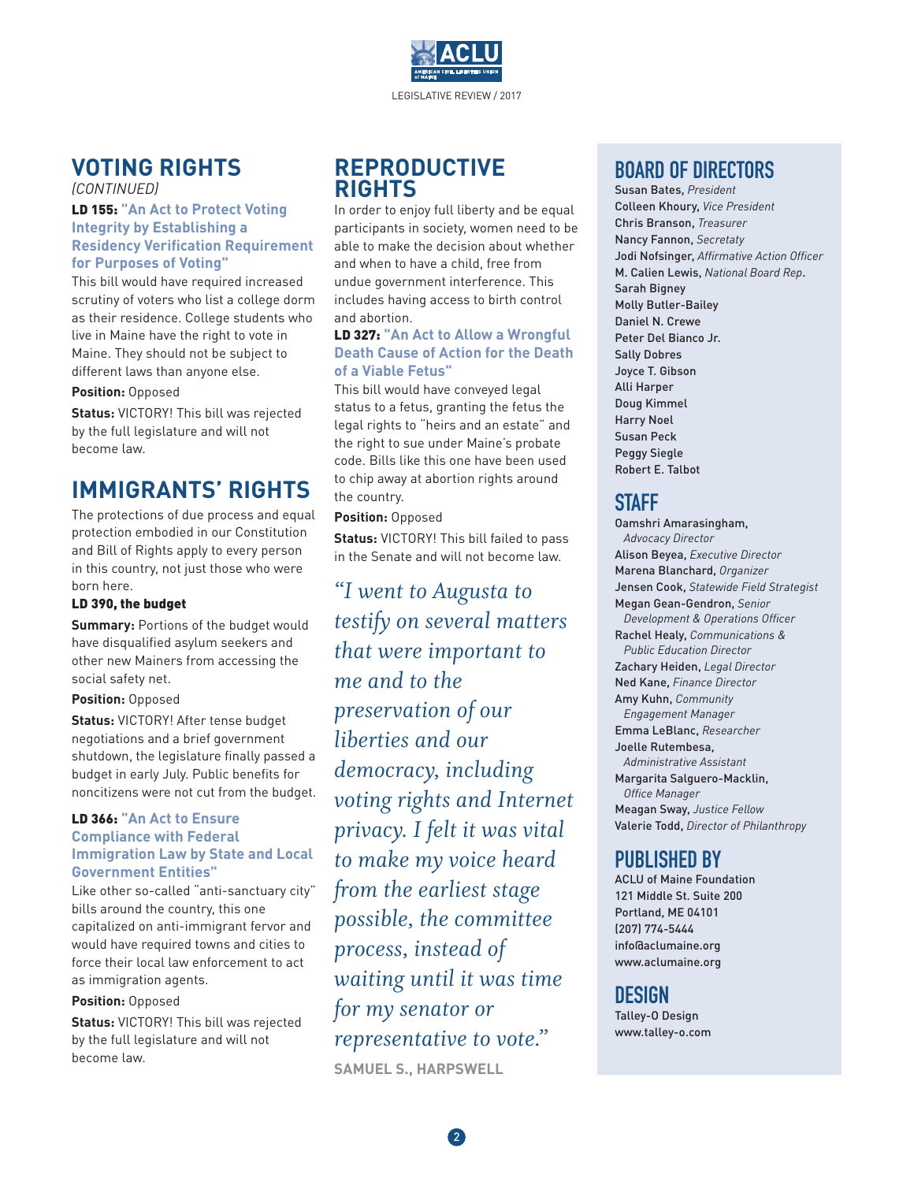## VOTING RIGHTS

*(CONTINUED)*

**LD 155: "An Act to Protect Voting Integrity by Establishing a Residency Verification Requirement for Purposes of Voting"**

This bill would have required increased scrutiny of voters who list a college dorm as their residence. College students who live in Maine have the right to vote in Maine. They should not be subject to different laws than anyone else.

**Position:** Opposed

**Status:** VICTORY! This bill was rejected by the full legislature and will not become law.

## IMMIGRANTS' RIGHTS

The protections of due process and equal protection embodied in our Constitution and Bill of Rights apply to every person in this country, not just those who were born here.

**LD 390, the budget**

**Summary:** Portions of the budget would have disqualified asylum seekers and other new Mainers from accessing the social safety net.

**Position:** Opposed

**Status:** VICTORY! After tense budget negotiations and a brief government shutdown, the legislature finally passed a budget in early July. Public benefits for noncitizens were not cut from the budget.

**LD 366: "An Act to Ensure Compliance with Federal Immigration Law by State and Local Government Entities"**

Like other so-called "anti-sanctuary city" bills around the country, this one capitalized on anti-immigrant fervor and would have required towns and cities to force their local law enforcement to act as immigration agents.

**Position:** Opposed

**Status:** VICTORY! This bill was rejected by the full legislature and will not become law.

## REPRODUCTIVE RIGHTS

In order to enjoy full liberty and be equal participants in society, women need to be able to make the decision about whether and when to have a child, free from undue government interference. This includes having access to birth control and abortion.

**LD 327: "An Act to Allow a Wrongful Death Cause of Action for the Death of a Viable Fetus"**

This bill would have conveyed legal status to a fetus, granting the fetus the legal rights to "heirs and an estate" and the right to sue under Maine's probate code. Bills like this one have been used to chip away at abortion rights around the country.

**Position:** Opposed

**Status:** VICTORY! This bill failed to pass in the Senate and will not become law.

*"I went to Augusta to testify on several matters that were important to me and to the preservation of our liberties and our democracy, including voting rights and Internet privacy. I felt it was vital to make my voice heard from the earliest stage possible, the committee process, instead of waiting until it was time for my senator or representative to vote."*

**SAMUEL S., HARPSWELL**

## BOARD OF DIRECTORS

Susan Bates, *President*
Colleen Khoury, *Vice President*
Chris Branson, *Treasurer*
Nancy Fannon, *Secretaty*
Jodi Nofsinger, *Affirmative Action Officer*
M. Calien Lewis, *National Board Rep*.
Sarah Bigney
Molly Butler-Bailey
Daniel N. Crewe
Peter Del Bianco Jr.
Sally Dobres
Joyce T. Gibson
Alli Harper
Doug Kimmel
Harry Noel
Susan Peck
Peggy Siegle
Robert E. Talbot

## STAFF

Oamshri Amarasingham, *Advocacy Director*
Alison Beyea, *Executive Director*
Marena Blanchard, *Organizer*
Jensen Cook, *Statewide Field Strategist*
Megan Gean-Gendron, *Senior Development & Operations Officer*
Rachel Healy, *Communications & Public Education Director*
Zachary Heiden, *Legal Director*
Ned Kane, *Finance Director*
Amy Kuhn, *Community Engagement Manager*
Emma LeBlanc, *Researcher*
Joelle Rutembesa, *Administrative Assistant*
Margarita Salguero-Macklin, *Office Manager*
Meagan Sway, *Justice Fellow*
Valerie Todd, *Director of Philanthropy*

## PUBLISHED BY

ACLU of Maine Foundation
121 Middle St. Suite 200
Portland, ME 04101
(207) 774-5444
info@aclumaine.org
www.aclumaine.org

## DESIGN

Talley-O Design
www.talley-o.com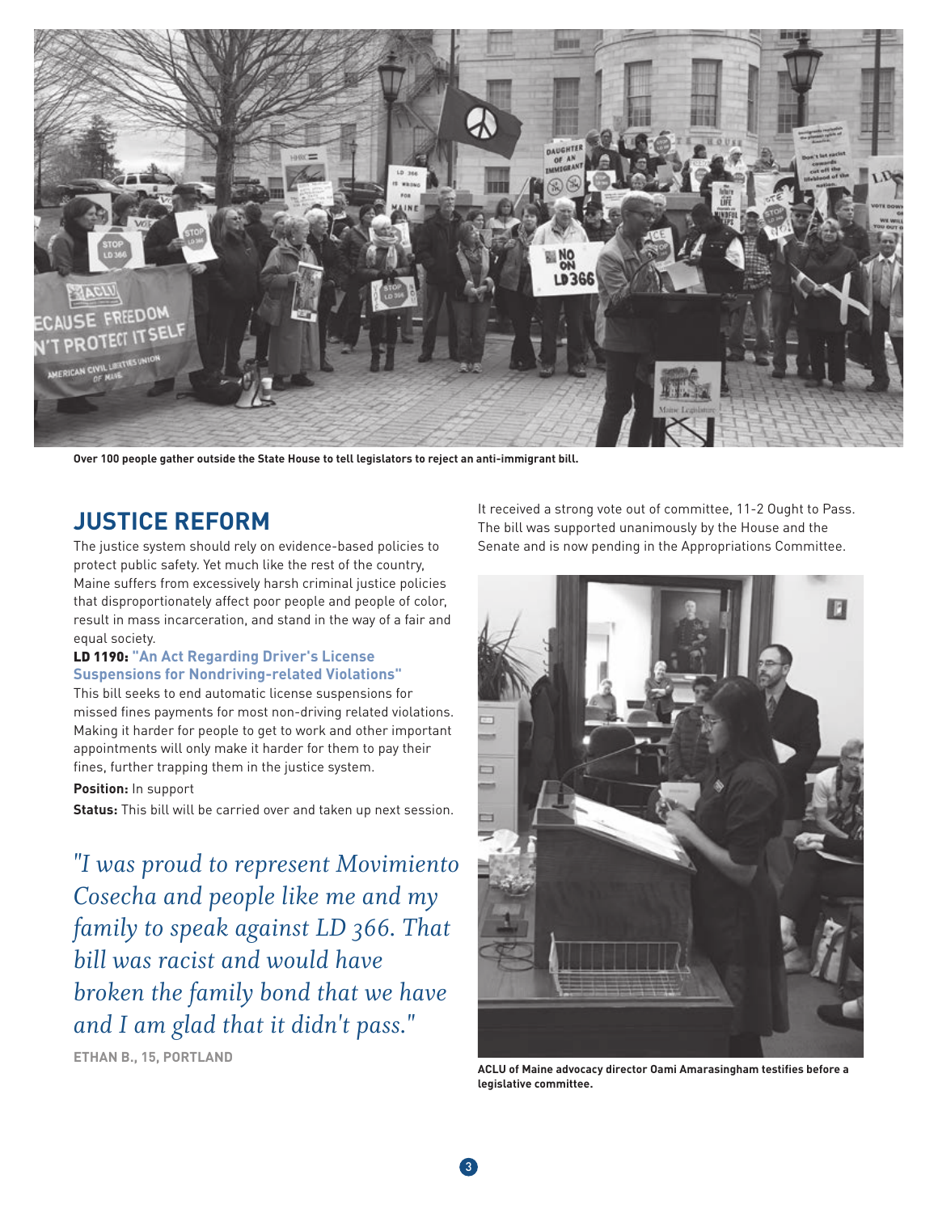Over 100 people gather outside the State House to tell legislators to reject an anti-immigrant bill.

## JUSTICE REFORM

The justice system should rely on evidence-based policies to protect public safety. Yet much like the rest of the country, Maine suffers from excessively harsh criminal justice policies that disproportionately affect poor people and people of color, result in mass incarceration, and stand in the way of a fair and equal society.

**LD 1190: "An Act Regarding Driver's License Suspensions for Nondriving-related Violations"**

This bill seeks to end automatic license suspensions for missed fines payments for most non-driving related violations. Making it harder for people to get to work and other important appointments will only make it harder for them to pay their fines, further trapping them in the justice system.

**Position:** In support

**Status:** This bill will be carried over and taken up next session.

*"I was proud to represent Movimiento Cosecha and people like me and my family to speak against LD 366. That bill was racist and would have broken the family bond that we have and I am glad that it didn't pass."*

**ETHAN B., 15, PORTLAND**

It received a strong vote out of committee, 11-2 Ought to Pass. The bill was supported unanimously by the House and the Senate and is now pending in the Appropriations Committee.

ACLU of Maine advocacy director Oami Amarasingham testifies before a legislative committee.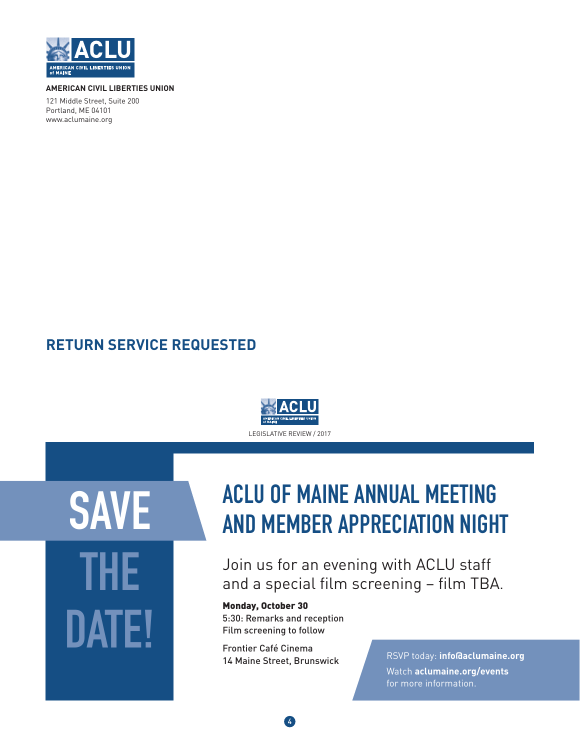**AMERICAN CIVIL LIBERTIES UNION**

121 Middle Street, Suite 200
Portland, ME 04101
www.aclumaine.org

## RETURN SERVICE REQUESTED

LEGISLATIVE REVIEW / 2017

# SAVE THE DATE!

## ACLU OF MAINE ANNUAL MEETING AND MEMBER APPRECIATION NIGHT

Join us for an evening with ACLU staff and a special film screening – film TBA.

**Monday, October 30**
5:30: Remarks and reception
Film screening to follow

Frontier Café Cinema
14 Maine Street, Brunswick

RSVP today: **info@aclumaine.org**
Watch **aclumaine.org/events** for more information.